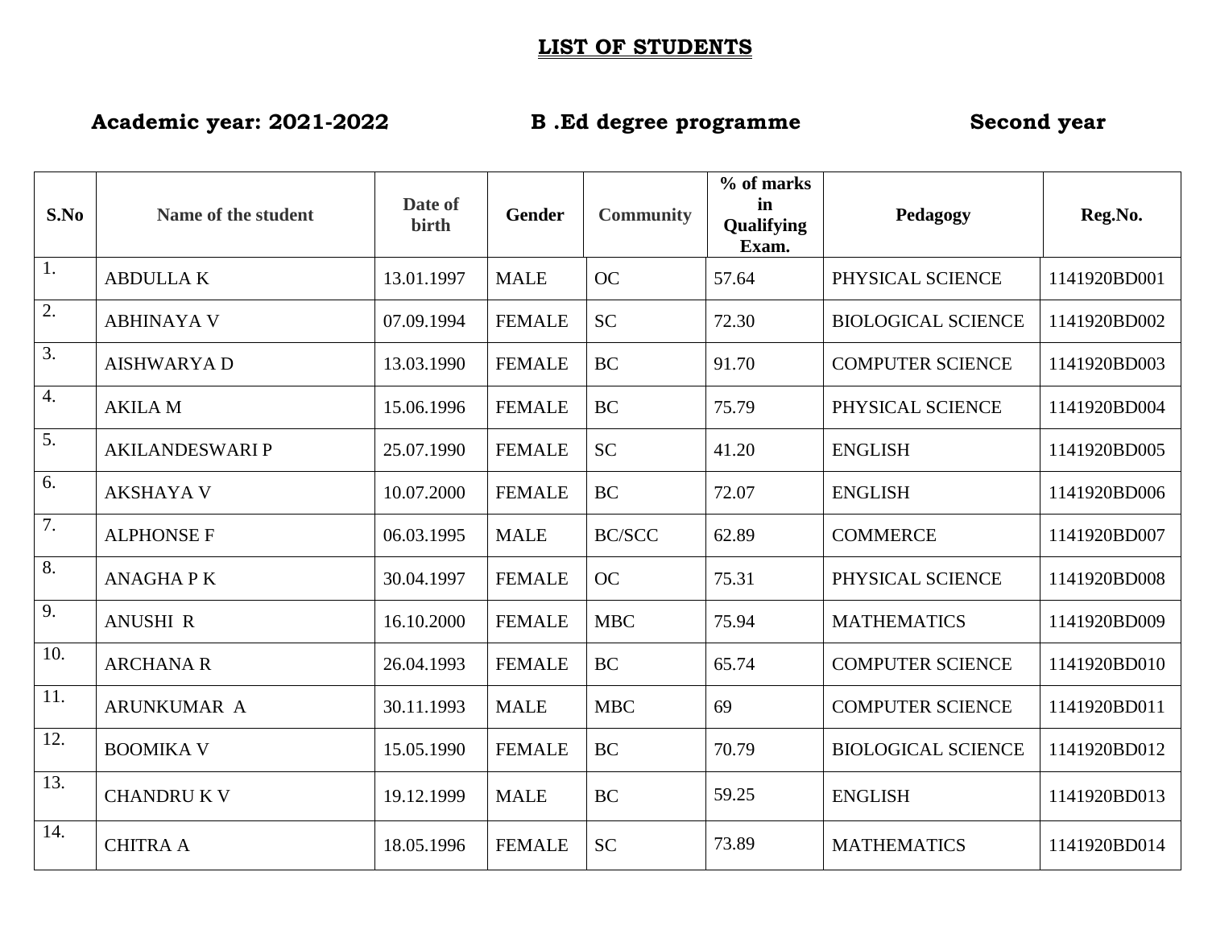# LIST OF STUDENTS

**Academic year: 2021-2022** **B .Ed degree programme** **Second year**

| S.No | Name of the student | Date of birth | Gender | Community | % of marks in Qualifying Exam. | Pedagogy | Reg.No. |
|---|---|---|---|---|---|---|---|
| 1. | ABDULLA K | 13.01.1997 | MALE | OC | 57.64 | PHYSICAL SCIENCE | 1141920BD001 |
| 2. | ABHINAYA V | 07.09.1994 | FEMALE | SC | 72.30 | BIOLOGICAL SCIENCE | 1141920BD002 |
| 3. | AISHWARYA D | 13.03.1990 | FEMALE | BC | 91.70 | COMPUTER SCIENCE | 1141920BD003 |
| 4. | AKILA M | 15.06.1996 | FEMALE | BC | 75.79 | PHYSICAL SCIENCE | 1141920BD004 |
| 5. | AKILANDESWARI P | 25.07.1990 | FEMALE | SC | 41.20 | ENGLISH | 1141920BD005 |
| 6. | AKSHAYA V | 10.07.2000 | FEMALE | BC | 72.07 | ENGLISH | 1141920BD006 |
| 7. | ALPHONSE F | 06.03.1995 | MALE | BC/SCC | 62.89 | COMMERCE | 1141920BD007 |
| 8. | ANAGHA P K | 30.04.1997 | FEMALE | OC | 75.31 | PHYSICAL SCIENCE | 1141920BD008 |
| 9. | ANUSHI R | 16.10.2000 | FEMALE | MBC | 75.94 | MATHEMATICS | 1141920BD009 |
| 10. | ARCHANA R | 26.04.1993 | FEMALE | BC | 65.74 | COMPUTER SCIENCE | 1141920BD010 |
| 11. | ARUNKUMAR A | 30.11.1993 | MALE | MBC | 69 | COMPUTER SCIENCE | 1141920BD011 |
| 12. | BOOMIKA V | 15.05.1990 | FEMALE | BC | 70.79 | BIOLOGICAL SCIENCE | 1141920BD012 |
| 13. | CHANDRU K V | 19.12.1999 | MALE | BC | 59.25 | ENGLISH | 1141920BD013 |
| 14. | CHITRA A | 18.05.1996 | FEMALE | SC | 73.89 | MATHEMATICS | 1141920BD014 |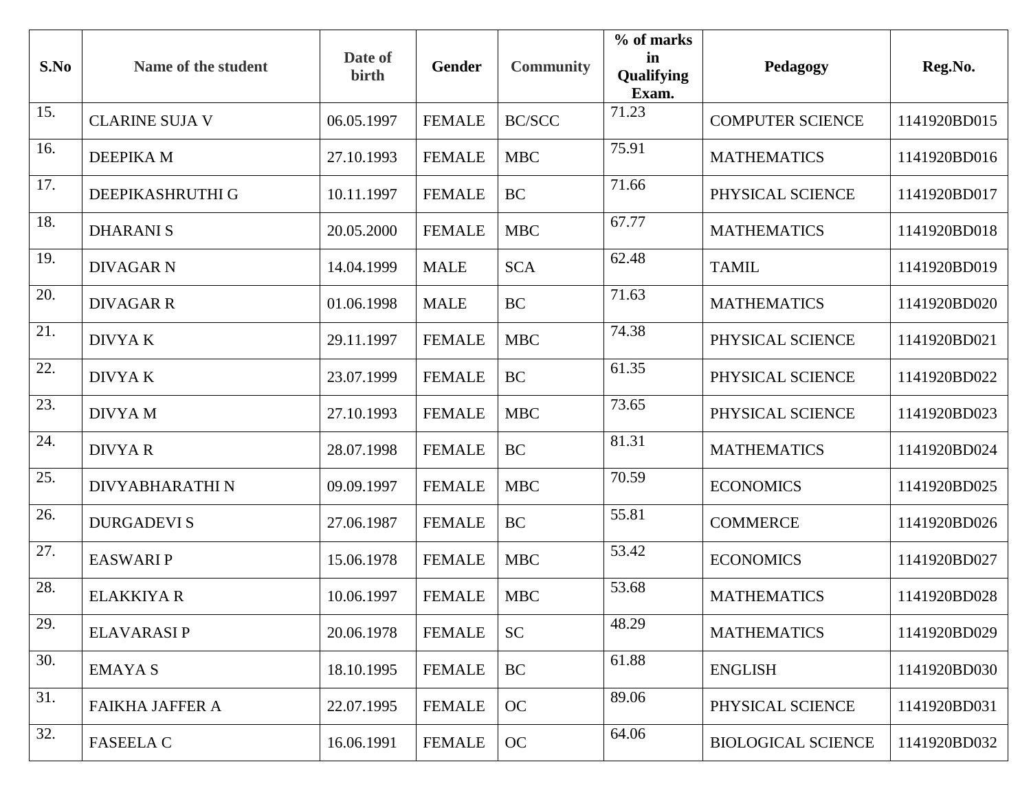| S.No | Name of the student | Date of birth | Gender | Community | % of marks in Qualifying Exam. | Pedagogy | Reg.No. |
|---|---|---|---|---|---|---|---|
| 15. | CLARINE SUJA V | 06.05.1997 | FEMALE | BC/SCC | 71.23 | COMPUTER SCIENCE | 1141920BD015 |
| 16. | DEEPIKA M | 27.10.1993 | FEMALE | MBC | 75.91 | MATHEMATICS | 1141920BD016 |
| 17. | DEEPIKASHRUTHI G | 10.11.1997 | FEMALE | BC | 71.66 | PHYSICAL SCIENCE | 1141920BD017 |
| 18. | DHARANI S | 20.05.2000 | FEMALE | MBC | 67.77 | MATHEMATICS | 1141920BD018 |
| 19. | DIVAGAR N | 14.04.1999 | MALE | SCA | 62.48 | TAMIL | 1141920BD019 |
| 20. | DIVAGAR R | 01.06.1998 | MALE | BC | 71.63 | MATHEMATICS | 1141920BD020 |
| 21. | DIVYA K | 29.11.1997 | FEMALE | MBC | 74.38 | PHYSICAL SCIENCE | 1141920BD021 |
| 22. | DIVYA K | 23.07.1999 | FEMALE | BC | 61.35 | PHYSICAL SCIENCE | 1141920BD022 |
| 23. | DIVYA M | 27.10.1993 | FEMALE | MBC | 73.65 | PHYSICAL SCIENCE | 1141920BD023 |
| 24. | DIVYA R | 28.07.1998 | FEMALE | BC | 81.31 | MATHEMATICS | 1141920BD024 |
| 25. | DIVYABHARATHI N | 09.09.1997 | FEMALE | MBC | 70.59 | ECONOMICS | 1141920BD025 |
| 26. | DURGADEVI S | 27.06.1987 | FEMALE | BC | 55.81 | COMMERCE | 1141920BD026 |
| 27. | EASWARI P | 15.06.1978 | FEMALE | MBC | 53.42 | ECONOMICS | 1141920BD027 |
| 28. | ELAKKIYA R | 10.06.1997 | FEMALE | MBC | 53.68 | MATHEMATICS | 1141920BD028 |
| 29. | ELAVARASI P | 20.06.1978 | FEMALE | SC | 48.29 | MATHEMATICS | 1141920BD029 |
| 30. | EMAYA S | 18.10.1995 | FEMALE | BC | 61.88 | ENGLISH | 1141920BD030 |
| 31. | FAIKHA JAFFER A | 22.07.1995 | FEMALE | OC | 89.06 | PHYSICAL SCIENCE | 1141920BD031 |
| 32. | FASEELA C | 16.06.1991 | FEMALE | OC | 64.06 | BIOLOGICAL SCIENCE | 1141920BD032 |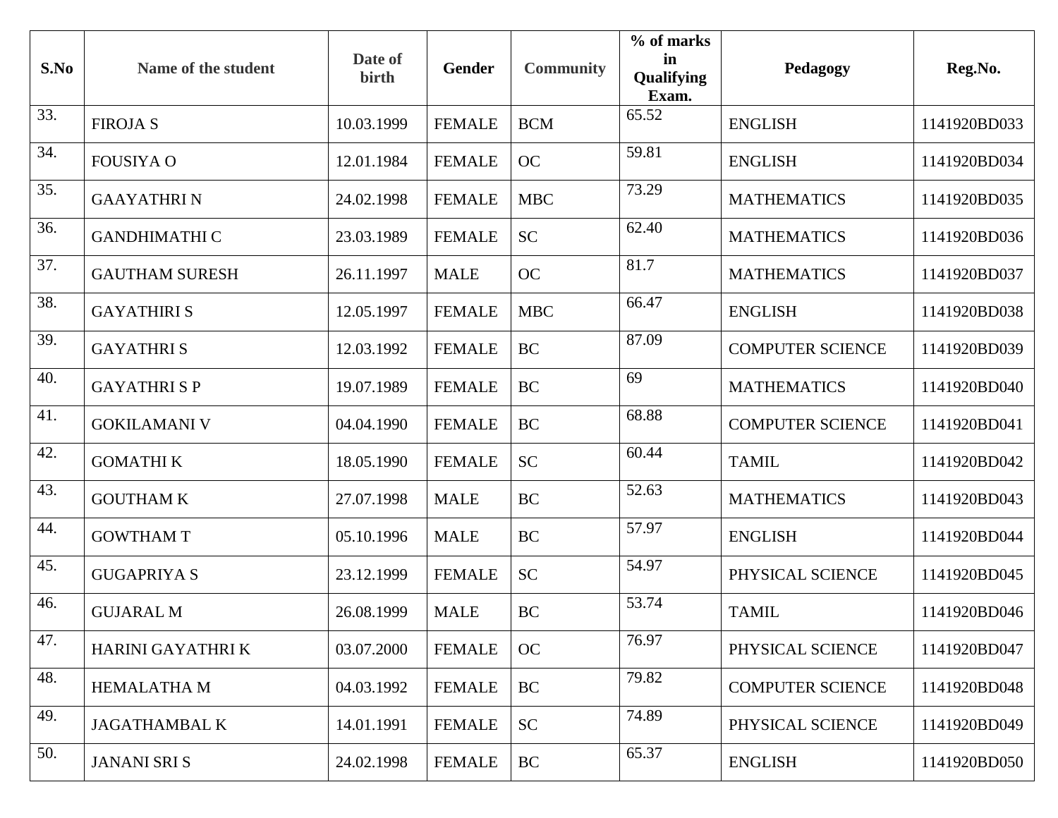| S.No | Name of the student | Date of birth | Gender | Community | % of marks in Qualifying Exam. | Pedagogy | Reg.No. |
|---|---|---|---|---|---|---|---|
| 33. | FIROJA S | 10.03.1999 | FEMALE | BCM | 65.52 | ENGLISH | 1141920BD033 |
| 34. | FOUSIYA O | 12.01.1984 | FEMALE | OC | 59.81 | ENGLISH | 1141920BD034 |
| 35. | GAAYATHRI N | 24.02.1998 | FEMALE | MBC | 73.29 | MATHEMATICS | 1141920BD035 |
| 36. | GANDHIMATHI C | 23.03.1989 | FEMALE | SC | 62.40 | MATHEMATICS | 1141920BD036 |
| 37. | GAUTHAM SURESH | 26.11.1997 | MALE | OC | 81.7 | MATHEMATICS | 1141920BD037 |
| 38. | GAYATHIRI S | 12.05.1997 | FEMALE | MBC | 66.47 | ENGLISH | 1141920BD038 |
| 39. | GAYATHRI S | 12.03.1992 | FEMALE | BC | 87.09 | COMPUTER SCIENCE | 1141920BD039 |
| 40. | GAYATHRI S P | 19.07.1989 | FEMALE | BC | 69 | MATHEMATICS | 1141920BD040 |
| 41. | GOKILAMANI V | 04.04.1990 | FEMALE | BC | 68.88 | COMPUTER SCIENCE | 1141920BD041 |
| 42. | GOMATHI K | 18.05.1990 | FEMALE | SC | 60.44 | TAMIL | 1141920BD042 |
| 43. | GOUTHAM K | 27.07.1998 | MALE | BC | 52.63 | MATHEMATICS | 1141920BD043 |
| 44. | GOWTHAM T | 05.10.1996 | MALE | BC | 57.97 | ENGLISH | 1141920BD044 |
| 45. | GUGAPRIYA S | 23.12.1999 | FEMALE | SC | 54.97 | PHYSICAL SCIENCE | 1141920BD045 |
| 46. | GUJARAL M | 26.08.1999 | MALE | BC | 53.74 | TAMIL | 1141920BD046 |
| 47. | HARINI GAYATHRI K | 03.07.2000 | FEMALE | OC | 76.97 | PHYSICAL SCIENCE | 1141920BD047 |
| 48. | HEMALATHA M | 04.03.1992 | FEMALE | BC | 79.82 | COMPUTER SCIENCE | 1141920BD048 |
| 49. | JAGATHAMBAL K | 14.01.1991 | FEMALE | SC | 74.89 | PHYSICAL SCIENCE | 1141920BD049 |
| 50. | JANANI SRI S | 24.02.1998 | FEMALE | BC | 65.37 | ENGLISH | 1141920BD050 |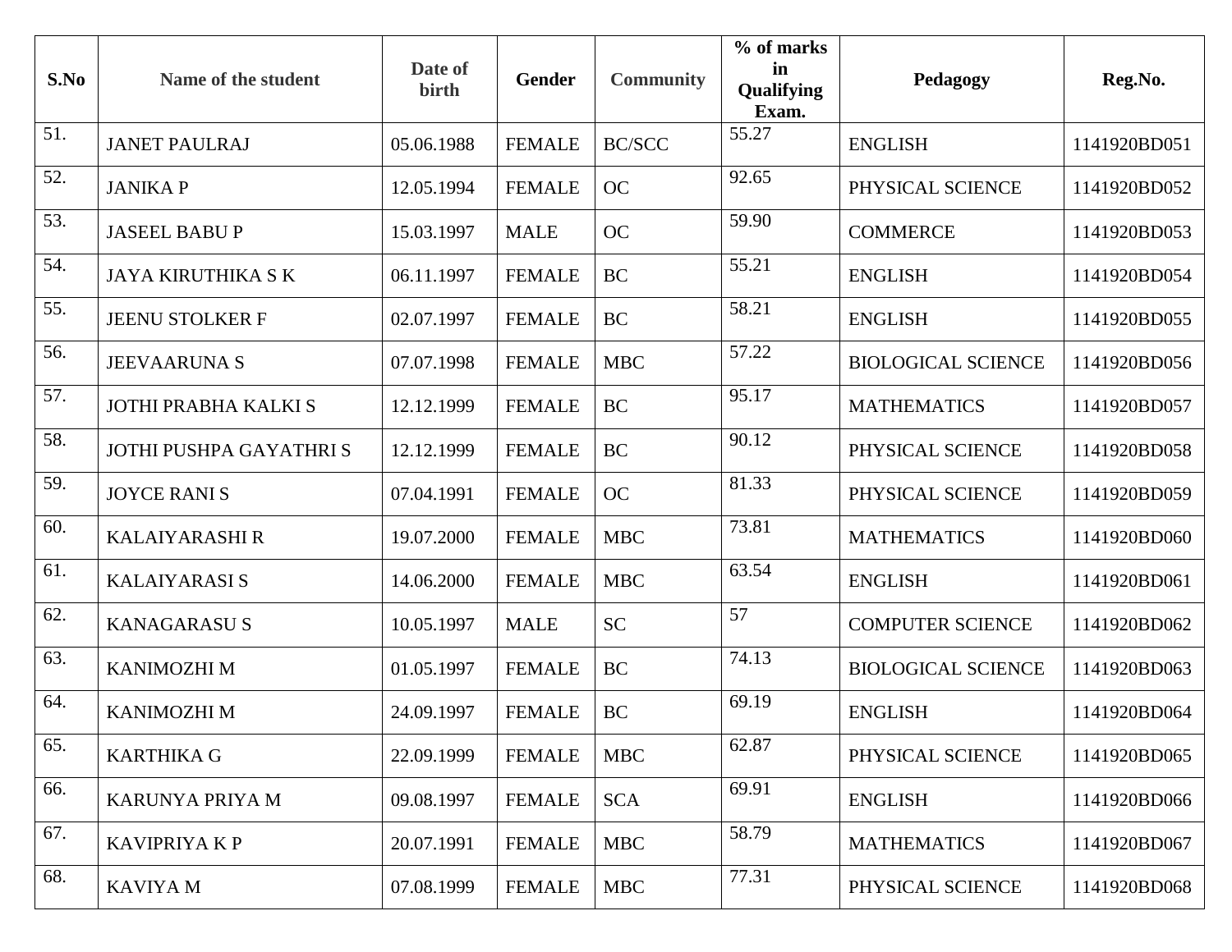| S.No | Name of the student | Date of birth | Gender | Community | % of marks in Qualifying Exam. | Pedagogy | Reg.No. |
|---|---|---|---|---|---|---|---|
| 51. | JANET PAULRAJ | 05.06.1988 | FEMALE | BC/SCC | 55.27 | ENGLISH | 1141920BD051 |
| 52. | JANIKA P | 12.05.1994 | FEMALE | OC | 92.65 | PHYSICAL SCIENCE | 1141920BD052 |
| 53. | JASEEL BABU P | 15.03.1997 | MALE | OC | 59.90 | COMMERCE | 1141920BD053 |
| 54. | JAYA KIRUTHIKA S K | 06.11.1997 | FEMALE | BC | 55.21 | ENGLISH | 1141920BD054 |
| 55. | JEENU STOLKER F | 02.07.1997 | FEMALE | BC | 58.21 | ENGLISH | 1141920BD055 |
| 56. | JEEVAARUNA S | 07.07.1998 | FEMALE | MBC | 57.22 | BIOLOGICAL SCIENCE | 1141920BD056 |
| 57. | JOTHI PRABHA KALKI S | 12.12.1999 | FEMALE | BC | 95.17 | MATHEMATICS | 1141920BD057 |
| 58. | JOTHI PUSHPA GAYATHRI S | 12.12.1999 | FEMALE | BC | 90.12 | PHYSICAL SCIENCE | 1141920BD058 |
| 59. | JOYCE RANI S | 07.04.1991 | FEMALE | OC | 81.33 | PHYSICAL SCIENCE | 1141920BD059 |
| 60. | KALAIYARASHI R | 19.07.2000 | FEMALE | MBC | 73.81 | MATHEMATICS | 1141920BD060 |
| 61. | KALAIYARASI S | 14.06.2000 | FEMALE | MBC | 63.54 | ENGLISH | 1141920BD061 |
| 62. | KANAGARASU S | 10.05.1997 | MALE | SC | 57 | COMPUTER SCIENCE | 1141920BD062 |
| 63. | KANIMOZHI M | 01.05.1997 | FEMALE | BC | 74.13 | BIOLOGICAL SCIENCE | 1141920BD063 |
| 64. | KANIMOZHI M | 24.09.1997 | FEMALE | BC | 69.19 | ENGLISH | 1141920BD064 |
| 65. | KARTHIKA G | 22.09.1999 | FEMALE | MBC | 62.87 | PHYSICAL SCIENCE | 1141920BD065 |
| 66. | KARUNYA PRIYA M | 09.08.1997 | FEMALE | SCA | 69.91 | ENGLISH | 1141920BD066 |
| 67. | KAVIPRIYA K P | 20.07.1991 | FEMALE | MBC | 58.79 | MATHEMATICS | 1141920BD067 |
| 68. | KAVIYA M | 07.08.1999 | FEMALE | MBC | 77.31 | PHYSICAL SCIENCE | 1141920BD068 |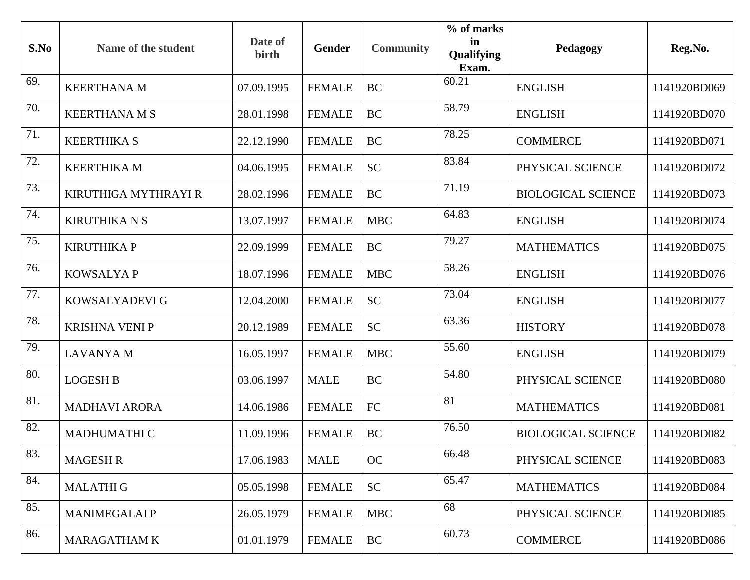| S.No | Name of the student | Date of birth | Gender | Community | % of marks in Qualifying Exam. | Pedagogy | Reg.No. |
|---|---|---|---|---|---|---|---|
| 69. | KEERTHANA M | 07.09.1995 | FEMALE | BC | 60.21 | ENGLISH | 1141920BD069 |
| 70. | KEERTHANA M S | 28.01.1998 | FEMALE | BC | 58.79 | ENGLISH | 1141920BD070 |
| 71. | KEERTHIKA S | 22.12.1990 | FEMALE | BC | 78.25 | COMMERCE | 1141920BD071 |
| 72. | KEERTHIKA M | 04.06.1995 | FEMALE | SC | 83.84 | PHYSICAL SCIENCE | 1141920BD072 |
| 73. | KIRUTHIGA MYTHRAYI R | 28.02.1996 | FEMALE | BC | 71.19 | BIOLOGICAL SCIENCE | 1141920BD073 |
| 74. | KIRUTHIKA N S | 13.07.1997 | FEMALE | MBC | 64.83 | ENGLISH | 1141920BD074 |
| 75. | KIRUTHIKA P | 22.09.1999 | FEMALE | BC | 79.27 | MATHEMATICS | 1141920BD075 |
| 76. | KOWSALYA P | 18.07.1996 | FEMALE | MBC | 58.26 | ENGLISH | 1141920BD076 |
| 77. | KOWSALYADEVI G | 12.04.2000 | FEMALE | SC | 73.04 | ENGLISH | 1141920BD077 |
| 78. | KRISHNA VENI P | 20.12.1989 | FEMALE | SC | 63.36 | HISTORY | 1141920BD078 |
| 79. | LAVANYA M | 16.05.1997 | FEMALE | MBC | 55.60 | ENGLISH | 1141920BD079 |
| 80. | LOGESH B | 03.06.1997 | MALE | BC | 54.80 | PHYSICAL SCIENCE | 1141920BD080 |
| 81. | MADHAVI ARORA | 14.06.1986 | FEMALE | FC | 81 | MATHEMATICS | 1141920BD081 |
| 82. | MADHUMATHI C | 11.09.1996 | FEMALE | BC | 76.50 | BIOLOGICAL SCIENCE | 1141920BD082 |
| 83. | MAGESH R | 17.06.1983 | MALE | OC | 66.48 | PHYSICAL SCIENCE | 1141920BD083 |
| 84. | MALATHI G | 05.05.1998 | FEMALE | SC | 65.47 | MATHEMATICS | 1141920BD084 |
| 85. | MANIMEGALAI P | 26.05.1979 | FEMALE | MBC | 68 | PHYSICAL SCIENCE | 1141920BD085 |
| 86. | MARAGATHAM K | 01.01.1979 | FEMALE | BC | 60.73 | COMMERCE | 1141920BD086 |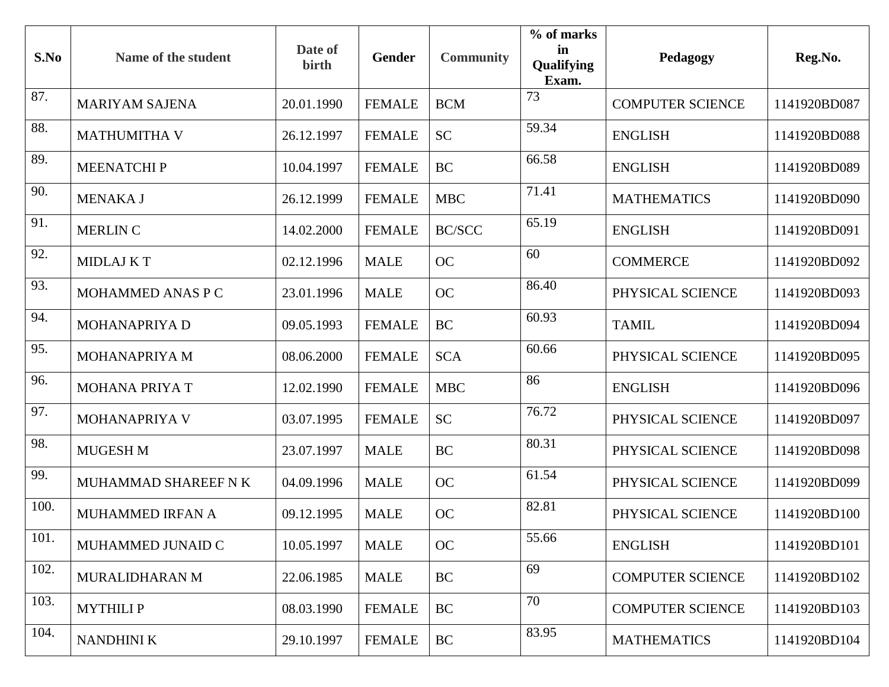| S.No | Name of the student | Date of birth | Gender | Community | % of marks in Qualifying Exam. | Pedagogy | Reg.No. |
|---|---|---|---|---|---|---|---|
| 87. | MARIYAM SAJENA | 20.01.1990 | FEMALE | BCM | 73 | COMPUTER SCIENCE | 1141920BD087 |
| 88. | MATHUMITHA V | 26.12.1997 | FEMALE | SC | 59.34 | ENGLISH | 1141920BD088 |
| 89. | MEENATCHI P | 10.04.1997 | FEMALE | BC | 66.58 | ENGLISH | 1141920BD089 |
| 90. | MENAKA J | 26.12.1999 | FEMALE | MBC | 71.41 | MATHEMATICS | 1141920BD090 |
| 91. | MERLIN C | 14.02.2000 | FEMALE | BC/SCC | 65.19 | ENGLISH | 1141920BD091 |
| 92. | MIDLAJ K T | 02.12.1996 | MALE | OC | 60 | COMMERCE | 1141920BD092 |
| 93. | MOHAMMED ANAS P C | 23.01.1996 | MALE | OC | 86.40 | PHYSICAL SCIENCE | 1141920BD093 |
| 94. | MOHANAPRIYA D | 09.05.1993 | FEMALE | BC | 60.93 | TAMIL | 1141920BD094 |
| 95. | MOHANAPRIYA M | 08.06.2000 | FEMALE | SCA | 60.66 | PHYSICAL SCIENCE | 1141920BD095 |
| 96. | MOHANA PRIYA T | 12.02.1990 | FEMALE | MBC | 86 | ENGLISH | 1141920BD096 |
| 97. | MOHANAPRIYA V | 03.07.1995 | FEMALE | SC | 76.72 | PHYSICAL SCIENCE | 1141920BD097 |
| 98. | MUGESH M | 23.07.1997 | MALE | BC | 80.31 | PHYSICAL SCIENCE | 1141920BD098 |
| 99. | MUHAMMAD SHAREEF N K | 04.09.1996 | MALE | OC | 61.54 | PHYSICAL SCIENCE | 1141920BD099 |
| 100. | MUHAMMED IRFAN A | 09.12.1995 | MALE | OC | 82.81 | PHYSICAL SCIENCE | 1141920BD100 |
| 101. | MUHAMMED JUNAID C | 10.05.1997 | MALE | OC | 55.66 | ENGLISH | 1141920BD101 |
| 102. | MURALIDHARAN M | 22.06.1985 | MALE | BC | 69 | COMPUTER SCIENCE | 1141920BD102 |
| 103. | MYTHILI P | 08.03.1990 | FEMALE | BC | 70 | COMPUTER SCIENCE | 1141920BD103 |
| 104. | NANDHINI K | 29.10.1997 | FEMALE | BC | 83.95 | MATHEMATICS | 1141920BD104 |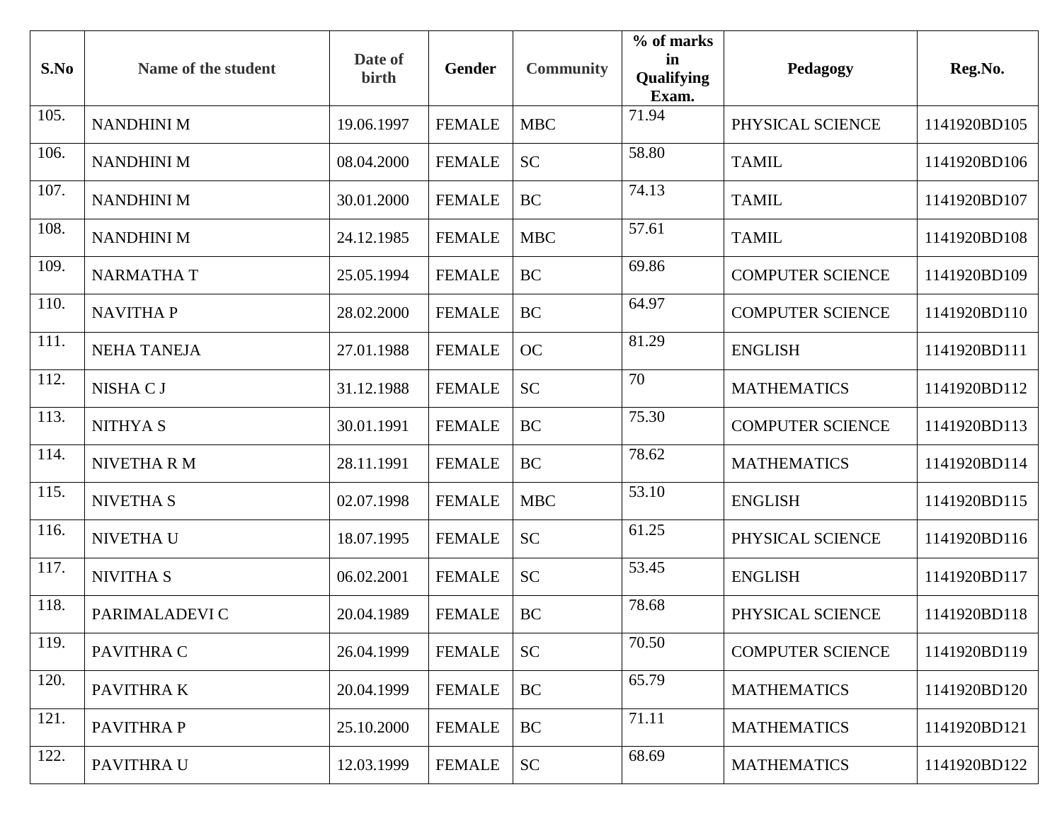| S.No | Name of the student | Date of birth | Gender | Community | % of marks in Qualifying Exam. | Pedagogy | Reg.No. |
|---|---|---|---|---|---|---|---|
| 105. | NANDHINI M | 19.06.1997 | FEMALE | MBC | 71.94 | PHYSICAL SCIENCE | 1141920BD105 |
| 106. | NANDHINI M | 08.04.2000 | FEMALE | SC | 58.80 | TAMIL | 1141920BD106 |
| 107. | NANDHINI M | 30.01.2000 | FEMALE | BC | 74.13 | TAMIL | 1141920BD107 |
| 108. | NANDHINI M | 24.12.1985 | FEMALE | MBC | 57.61 | TAMIL | 1141920BD108 |
| 109. | NARMATHA T | 25.05.1994 | FEMALE | BC | 69.86 | COMPUTER SCIENCE | 1141920BD109 |
| 110. | NAVITHA P | 28.02.2000 | FEMALE | BC | 64.97 | COMPUTER SCIENCE | 1141920BD110 |
| 111. | NEHA TANEJA | 27.01.1988 | FEMALE | OC | 81.29 | ENGLISH | 1141920BD111 |
| 112. | NISHA C J | 31.12.1988 | FEMALE | SC | 70 | MATHEMATICS | 1141920BD112 |
| 113. | NITHYA S | 30.01.1991 | FEMALE | BC | 75.30 | COMPUTER SCIENCE | 1141920BD113 |
| 114. | NIVETHA R M | 28.11.1991 | FEMALE | BC | 78.62 | MATHEMATICS | 1141920BD114 |
| 115. | NIVETHA S | 02.07.1998 | FEMALE | MBC | 53.10 | ENGLISH | 1141920BD115 |
| 116. | NIVETHA U | 18.07.1995 | FEMALE | SC | 61.25 | PHYSICAL SCIENCE | 1141920BD116 |
| 117. | NIVITHA S | 06.02.2001 | FEMALE | SC | 53.45 | ENGLISH | 1141920BD117 |
| 118. | PARIMALADEVI C | 20.04.1989 | FEMALE | BC | 78.68 | PHYSICAL SCIENCE | 1141920BD118 |
| 119. | PAVITHRA C | 26.04.1999 | FEMALE | SC | 70.50 | COMPUTER SCIENCE | 1141920BD119 |
| 120. | PAVITHRA K | 20.04.1999 | FEMALE | BC | 65.79 | MATHEMATICS | 1141920BD120 |
| 121. | PAVITHRA P | 25.10.2000 | FEMALE | BC | 71.11 | MATHEMATICS | 1141920BD121 |
| 122. | PAVITHRA U | 12.03.1999 | FEMALE | SC | 68.69 | MATHEMATICS | 1141920BD122 |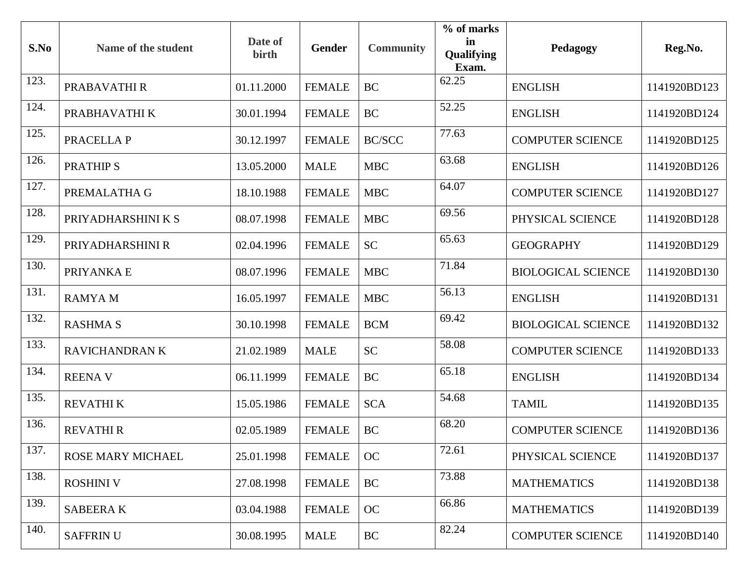| S.No | Name of the student | Date of birth | Gender | Community | % of marks in Qualifying Exam. | Pedagogy | Reg.No. |
|---|---|---|---|---|---|---|---|
| 123. | PRABAVATHI R | 01.11.2000 | FEMALE | BC | 62.25 | ENGLISH | 1141920BD123 |
| 124. | PRABHAVATHI K | 30.01.1994 | FEMALE | BC | 52.25 | ENGLISH | 1141920BD124 |
| 125. | PRACELLA P | 30.12.1997 | FEMALE | BC/SCC | 77.63 | COMPUTER SCIENCE | 1141920BD125 |
| 126. | PRATHIP S | 13.05.2000 | MALE | MBC | 63.68 | ENGLISH | 1141920BD126 |
| 127. | PREMALATHA G | 18.10.1988 | FEMALE | MBC | 64.07 | COMPUTER SCIENCE | 1141920BD127 |
| 128. | PRIYADHARSHINI K S | 08.07.1998 | FEMALE | MBC | 69.56 | PHYSICAL SCIENCE | 1141920BD128 |
| 129. | PRIYADHARSHINI R | 02.04.1996 | FEMALE | SC | 65.63 | GEOGRAPHY | 1141920BD129 |
| 130. | PRIYANKA E | 08.07.1996 | FEMALE | MBC | 71.84 | BIOLOGICAL SCIENCE | 1141920BD130 |
| 131. | RAMYA M | 16.05.1997 | FEMALE | MBC | 56.13 | ENGLISH | 1141920BD131 |
| 132. | RASHMA S | 30.10.1998 | FEMALE | BCM | 69.42 | BIOLOGICAL SCIENCE | 1141920BD132 |
| 133. | RAVICHANDRAN K | 21.02.1989 | MALE | SC | 58.08 | COMPUTER SCIENCE | 1141920BD133 |
| 134. | REENA V | 06.11.1999 | FEMALE | BC | 65.18 | ENGLISH | 1141920BD134 |
| 135. | REVATHI K | 15.05.1986 | FEMALE | SCA | 54.68 | TAMIL | 1141920BD135 |
| 136. | REVATHI R | 02.05.1989 | FEMALE | BC | 68.20 | COMPUTER SCIENCE | 1141920BD136 |
| 137. | ROSE MARY MICHAEL | 25.01.1998 | FEMALE | OC | 72.61 | PHYSICAL SCIENCE | 1141920BD137 |
| 138. | ROSHINI V | 27.08.1998 | FEMALE | BC | 73.88 | MATHEMATICS | 1141920BD138 |
| 139. | SABEERA K | 03.04.1988 | FEMALE | OC | 66.86 | MATHEMATICS | 1141920BD139 |
| 140. | SAFFRIN U | 30.08.1995 | MALE | BC | 82.24 | COMPUTER SCIENCE | 1141920BD140 |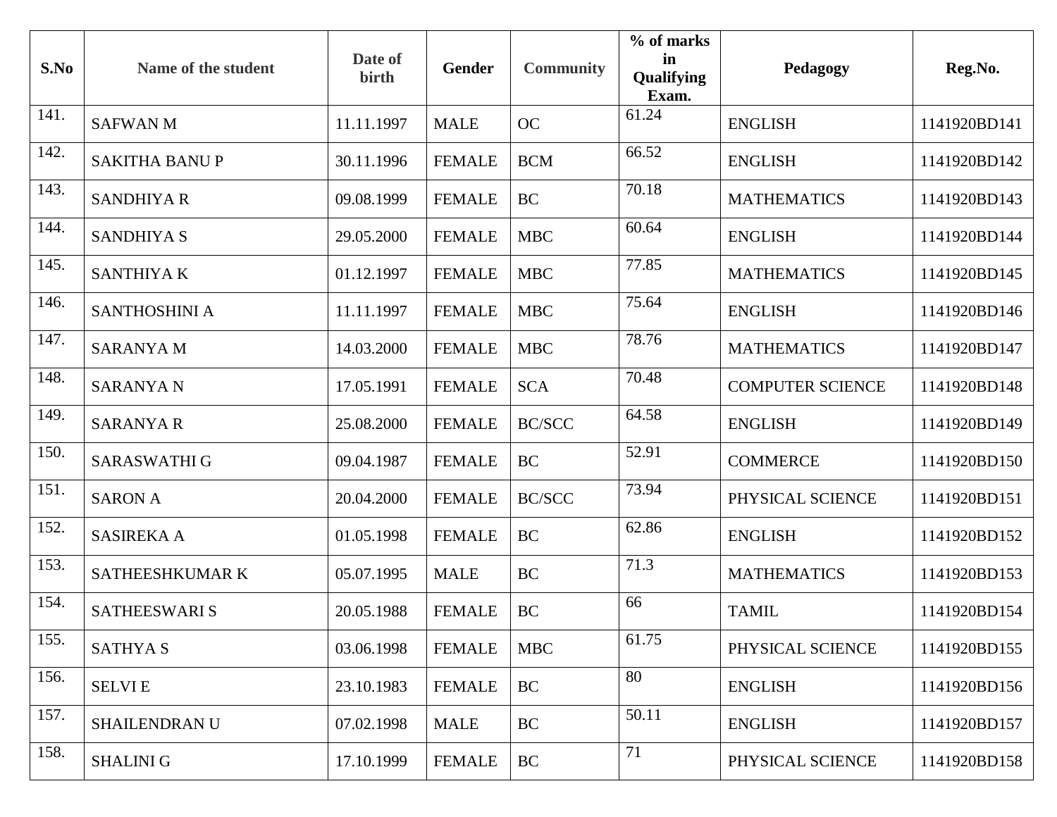| S.No | Name of the student | Date of birth | Gender | Community | % of marks in Qualifying Exam. | Pedagogy | Reg.No. |
|---|---|---|---|---|---|---|---|
| 141. | SAFWAN M | 11.11.1997 | MALE | OC | 61.24 | ENGLISH | 1141920BD141 |
| 142. | SAKITHA BANU P | 30.11.1996 | FEMALE | BCM | 66.52 | ENGLISH | 1141920BD142 |
| 143. | SANDHIYA R | 09.08.1999 | FEMALE | BC | 70.18 | MATHEMATICS | 1141920BD143 |
| 144. | SANDHIYA S | 29.05.2000 | FEMALE | MBC | 60.64 | ENGLISH | 1141920BD144 |
| 145. | SANTHIYA K | 01.12.1997 | FEMALE | MBC | 77.85 | MATHEMATICS | 1141920BD145 |
| 146. | SANTHOSHINI A | 11.11.1997 | FEMALE | MBC | 75.64 | ENGLISH | 1141920BD146 |
| 147. | SARANYA M | 14.03.2000 | FEMALE | MBC | 78.76 | MATHEMATICS | 1141920BD147 |
| 148. | SARANYA N | 17.05.1991 | FEMALE | SCA | 70.48 | COMPUTER SCIENCE | 1141920BD148 |
| 149. | SARANYA R | 25.08.2000 | FEMALE | BC/SCC | 64.58 | ENGLISH | 1141920BD149 |
| 150. | SARASWATHI G | 09.04.1987 | FEMALE | BC | 52.91 | COMMERCE | 1141920BD150 |
| 151. | SARON A | 20.04.2000 | FEMALE | BC/SCC | 73.94 | PHYSICAL SCIENCE | 1141920BD151 |
| 152. | SASIREKA A | 01.05.1998 | FEMALE | BC | 62.86 | ENGLISH | 1141920BD152 |
| 153. | SATHEESHKUMAR K | 05.07.1995 | MALE | BC | 71.3 | MATHEMATICS | 1141920BD153 |
| 154. | SATHEESWARI S | 20.05.1988 | FEMALE | BC | 66 | TAMIL | 1141920BD154 |
| 155. | SATHYA S | 03.06.1998 | FEMALE | MBC | 61.75 | PHYSICAL SCIENCE | 1141920BD155 |
| 156. | SELVI E | 23.10.1983 | FEMALE | BC | 80 | ENGLISH | 1141920BD156 |
| 157. | SHAILENDRAN U | 07.02.1998 | MALE | BC | 50.11 | ENGLISH | 1141920BD157 |
| 158. | SHALINI G | 17.10.1999 | FEMALE | BC | 71 | PHYSICAL SCIENCE | 1141920BD158 |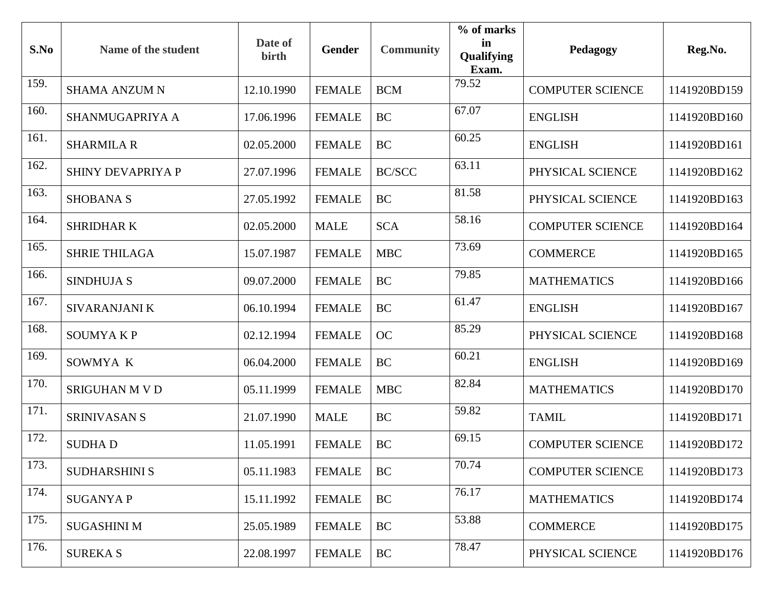| S.No | Name of the student | Date of birth | Gender | Community | % of marks in Qualifying Exam. | Pedagogy | Reg.No. |
|---|---|---|---|---|---|---|---|
| 159. | SHAMA ANZUM N | 12.10.1990 | FEMALE | BCM | 79.52 | COMPUTER SCIENCE | 1141920BD159 |
| 160. | SHANMUGAPRIYA A | 17.06.1996 | FEMALE | BC | 67.07 | ENGLISH | 1141920BD160 |
| 161. | SHARMILA R | 02.05.2000 | FEMALE | BC | 60.25 | ENGLISH | 1141920BD161 |
| 162. | SHINY DEVAPRIYA P | 27.07.1996 | FEMALE | BC/SCC | 63.11 | PHYSICAL SCIENCE | 1141920BD162 |
| 163. | SHOBANA S | 27.05.1992 | FEMALE | BC | 81.58 | PHYSICAL SCIENCE | 1141920BD163 |
| 164. | SHRIDHAR K | 02.05.2000 | MALE | SCA | 58.16 | COMPUTER SCIENCE | 1141920BD164 |
| 165. | SHRIE THILAGA | 15.07.1987 | FEMALE | MBC | 73.69 | COMMERCE | 1141920BD165 |
| 166. | SINDHUJA S | 09.07.2000 | FEMALE | BC | 79.85 | MATHEMATICS | 1141920BD166 |
| 167. | SIVARANJANI K | 06.10.1994 | FEMALE | BC | 61.47 | ENGLISH | 1141920BD167 |
| 168. | SOUMYA K P | 02.12.1994 | FEMALE | OC | 85.29 | PHYSICAL SCIENCE | 1141920BD168 |
| 169. | SOWMYA K | 06.04.2000 | FEMALE | BC | 60.21 | ENGLISH | 1141920BD169 |
| 170. | SRIGUHAN M V D | 05.11.1999 | FEMALE | MBC | 82.84 | MATHEMATICS | 1141920BD170 |
| 171. | SRINIVASAN S | 21.07.1990 | MALE | BC | 59.82 | TAMIL | 1141920BD171 |
| 172. | SUDHA D | 11.05.1991 | FEMALE | BC | 69.15 | COMPUTER SCIENCE | 1141920BD172 |
| 173. | SUDHARSHINI S | 05.11.1983 | FEMALE | BC | 70.74 | COMPUTER SCIENCE | 1141920BD173 |
| 174. | SUGANYA P | 15.11.1992 | FEMALE | BC | 76.17 | MATHEMATICS | 1141920BD174 |
| 175. | SUGASHINI M | 25.05.1989 | FEMALE | BC | 53.88 | COMMERCE | 1141920BD175 |
| 176. | SUREKA S | 22.08.1997 | FEMALE | BC | 78.47 | PHYSICAL SCIENCE | 1141920BD176 |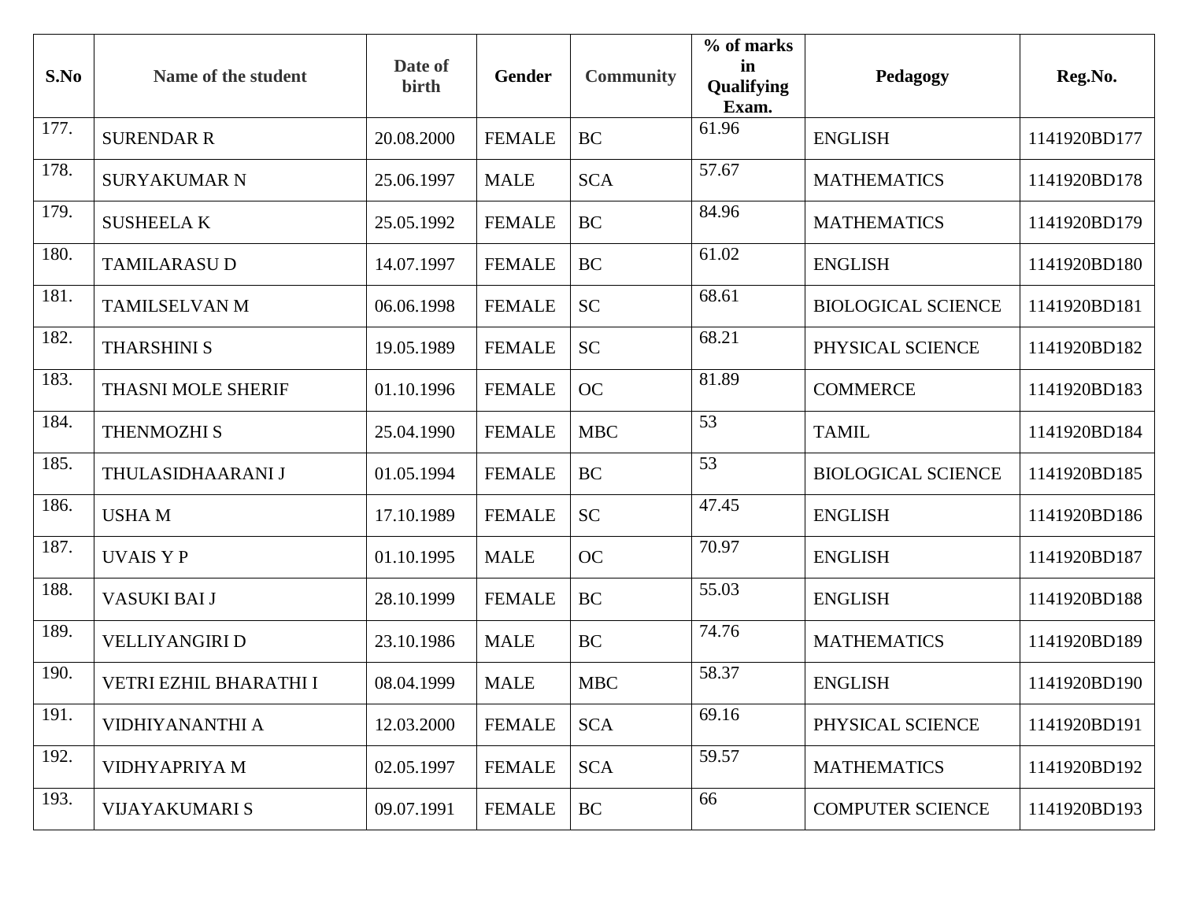| S.No | Name of the student | Date of birth | Gender | Community | % of marks in Qualifying Exam. | Pedagogy | Reg.No. |
|---|---|---|---|---|---|---|---|
| 177. | SURENDAR R | 20.08.2000 | FEMALE | BC | 61.96 | ENGLISH | 1141920BD177 |
| 178. | SURYAKUMAR N | 25.06.1997 | MALE | SCA | 57.67 | MATHEMATICS | 1141920BD178 |
| 179. | SUSHEELA K | 25.05.1992 | FEMALE | BC | 84.96 | MATHEMATICS | 1141920BD179 |
| 180. | TAMILARASU D | 14.07.1997 | FEMALE | BC | 61.02 | ENGLISH | 1141920BD180 |
| 181. | TAMILSELVAN M | 06.06.1998 | FEMALE | SC | 68.61 | BIOLOGICAL SCIENCE | 1141920BD181 |
| 182. | THARSHINI S | 19.05.1989 | FEMALE | SC | 68.21 | PHYSICAL SCIENCE | 1141920BD182 |
| 183. | THASNI MOLE SHERIF | 01.10.1996 | FEMALE | OC | 81.89 | COMMERCE | 1141920BD183 |
| 184. | THENMOZHI S | 25.04.1990 | FEMALE | MBC | 53 | TAMIL | 1141920BD184 |
| 185. | THULASIDHAARANI J | 01.05.1994 | FEMALE | BC | 53 | BIOLOGICAL SCIENCE | 1141920BD185 |
| 186. | USHA M | 17.10.1989 | FEMALE | SC | 47.45 | ENGLISH | 1141920BD186 |
| 187. | UVAIS Y P | 01.10.1995 | MALE | OC | 70.97 | ENGLISH | 1141920BD187 |
| 188. | VASUKI BAI J | 28.10.1999 | FEMALE | BC | 55.03 | ENGLISH | 1141920BD188 |
| 189. | VELLIYANGIRI D | 23.10.1986 | MALE | BC | 74.76 | MATHEMATICS | 1141920BD189 |
| 190. | VETRI EZHIL BHARATHI I | 08.04.1999 | MALE | MBC | 58.37 | ENGLISH | 1141920BD190 |
| 191. | VIDHIYANANTHI A | 12.03.2000 | FEMALE | SCA | 69.16 | PHYSICAL SCIENCE | 1141920BD191 |
| 192. | VIDHYAPRIYA M | 02.05.1997 | FEMALE | SCA | 59.57 | MATHEMATICS | 1141920BD192 |
| 193. | VIJAYAKUMARI S | 09.07.1991 | FEMALE | BC | 66 | COMPUTER SCIENCE | 1141920BD193 |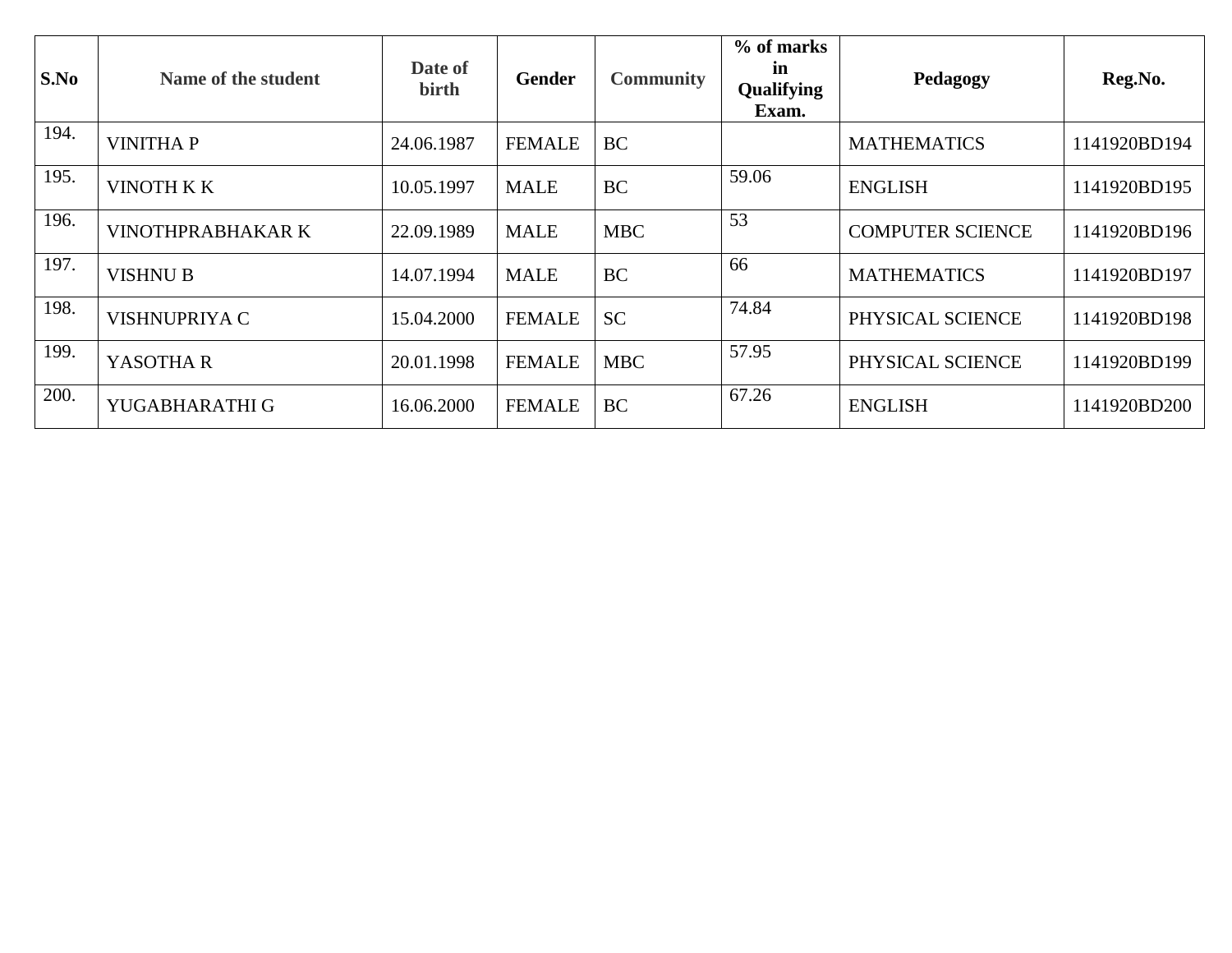| S.No | Name of the student | Date of birth | Gender | Community | % of marks in Qualifying Exam. | Pedagogy | Reg.No. |
|---|---|---|---|---|---|---|---|
| 194. | VINITHA P | 24.06.1987 | FEMALE | BC | | MATHEMATICS | 1141920BD194 |
| 195. | VINOTH K K | 10.05.1997 | MALE | BC | 59.06 | ENGLISH | 1141920BD195 |
| 196. | VINOTHPRABHAKAR K | 22.09.1989 | MALE | MBC | 53 | COMPUTER SCIENCE | 1141920BD196 |
| 197. | VISHNU B | 14.07.1994 | MALE | BC | 66 | MATHEMATICS | 1141920BD197 |
| 198. | VISHNUPRIYA C | 15.04.2000 | FEMALE | SC | 74.84 | PHYSICAL SCIENCE | 1141920BD198 |
| 199. | YASOTHA R | 20.01.1998 | FEMALE | MBC | 57.95 | PHYSICAL SCIENCE | 1141920BD199 |
| 200. | YUGABHARATHI G | 16.06.2000 | FEMALE | BC | 67.26 | ENGLISH | 1141920BD200 |